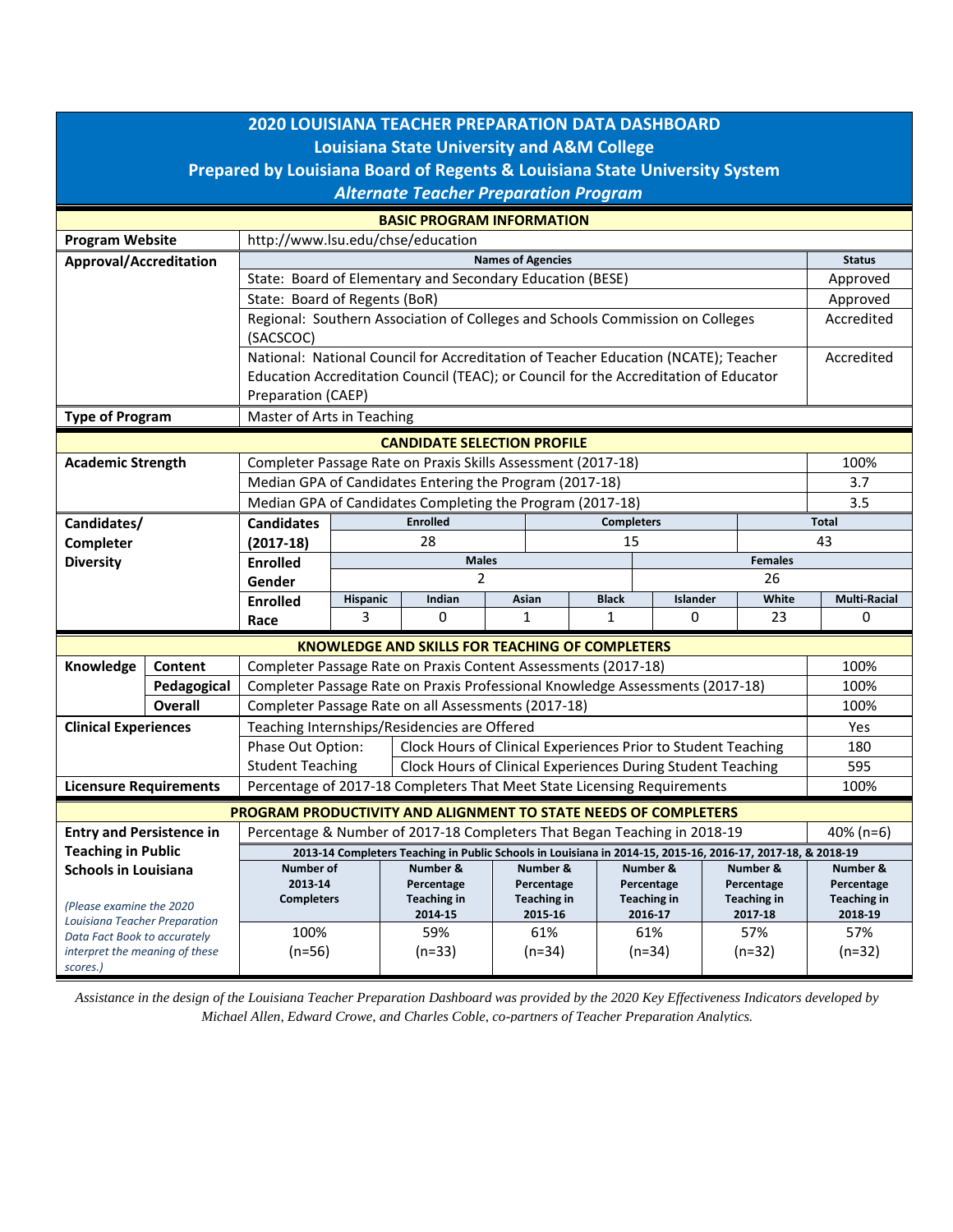# 2020 LOUISIANA TEACHER PREPARATION DATA DASHBOARD

## Louisiana State University and A&M College

## Prepared by Louisiana Board of Regents & Louisiana State University System

### *Alternate Teacher Preparation Program*

## BASIC PROGRAM INFORMATION

| | | |
|---|---|---|
| **Program Website** | http://www.lsu.edu/chse/education | |
| **Approval/Accreditation** | **Names of Agencies** | **Status** |
| | State: Board of Elementary and Secondary Education (BESE) | Approved |
| | State: Board of Regents (BoR) | Approved |
| | Regional: Southern Association of Colleges and Schools Commission on Colleges (SACSCOC) | Accredited |
| | National: National Council for Accreditation of Teacher Education (NCATE); Teacher Education Accreditation Council (TEAC); or Council for the Accreditation of Educator Preparation (CAEP) | Accredited |
| **Type of Program** | Master of Arts in Teaching | |

## CANDIDATE SELECTION PROFILE

| | | |
|---|---|---|
| **Academic Strength** | Completer Passage Rate on Praxis Skills Assessment (2017-18) | 100% |
| | Median GPA of Candidates Entering the Program (2017-18) | 3.7 |
| | Median GPA of Candidates Completing the Program (2017-18) | 3.5 |

**Candidates/ Completer Diversity**

| Candidates (2017-18) | Enrolled | Completers | Total |
|---|---|---|---|
| | 28 | 15 | 43 |

| Enrolled Gender | Males | Females |
|---|---|---|
| | 2 | 26 |

| Enrolled Race | Hispanic | Indian | Asian | Black | Islander | White | Multi-Racial |
|---|---|---|---|---|---|---|---|
| | 3 | 0 | 1 | 1 | 0 | 23 | 0 |

## KNOWLEDGE AND SKILLS FOR TEACHING OF COMPLETERS

| | | | |
|---|---|---|---|
| **Knowledge** | **Content** | Completer Passage Rate on Praxis Content Assessments (2017-18) | 100% |
| | **Pedagogical** | Completer Passage Rate on Praxis Professional Knowledge Assessments (2017-18) | 100% |
| | **Overall** | Completer Passage Rate on all Assessments (2017-18) | 100% |
| **Clinical Experiences** | | Teaching Internships/Residencies are Offered | Yes |
| | Phase Out Option: | Clock Hours of Clinical Experiences Prior to Student Teaching | 180 |
| | Student Teaching | Clock Hours of Clinical Experiences During Student Teaching | 595 |
| **Licensure Requirements** | | Percentage of 2017-18 Completers That Meet State Licensing Requirements | 100% |

## PROGRAM PRODUCTIVITY AND ALIGNMENT TO STATE NEEDS OF COMPLETERS

**Entry and Persistence in Teaching in Public Schools in Louisiana**

*(Please examine the 2020 Louisiana Teacher Preparation Data Fact Book to accurately interpret the meaning of these scores.)*

Percentage & Number of 2017-18 Completers That Began Teaching in 2018-19: 40% (n=6)

**2013-14 Completers Teaching in Public Schools in Louisiana in 2014-15, 2015-16, 2016-17, 2017-18, & 2018-19**

| Number of 2013-14 Completers | Number & Percentage Teaching in 2014-15 | Number & Percentage Teaching in 2015-16 | Number & Percentage Teaching in 2016-17 | Number & Percentage Teaching in 2017-18 | Number & Percentage Teaching in 2018-19 |
|---|---|---|---|---|---|
| 100% (n=56) | 59% (n=33) | 61% (n=34) | 61% (n=34) | 57% (n=32) | 57% (n=32) |

*Assistance in the design of the Louisiana Teacher Preparation Dashboard was provided by the 2020 Key Effectiveness Indicators developed by Michael Allen, Edward Crowe, and Charles Coble, co-partners of Teacher Preparation Analytics.*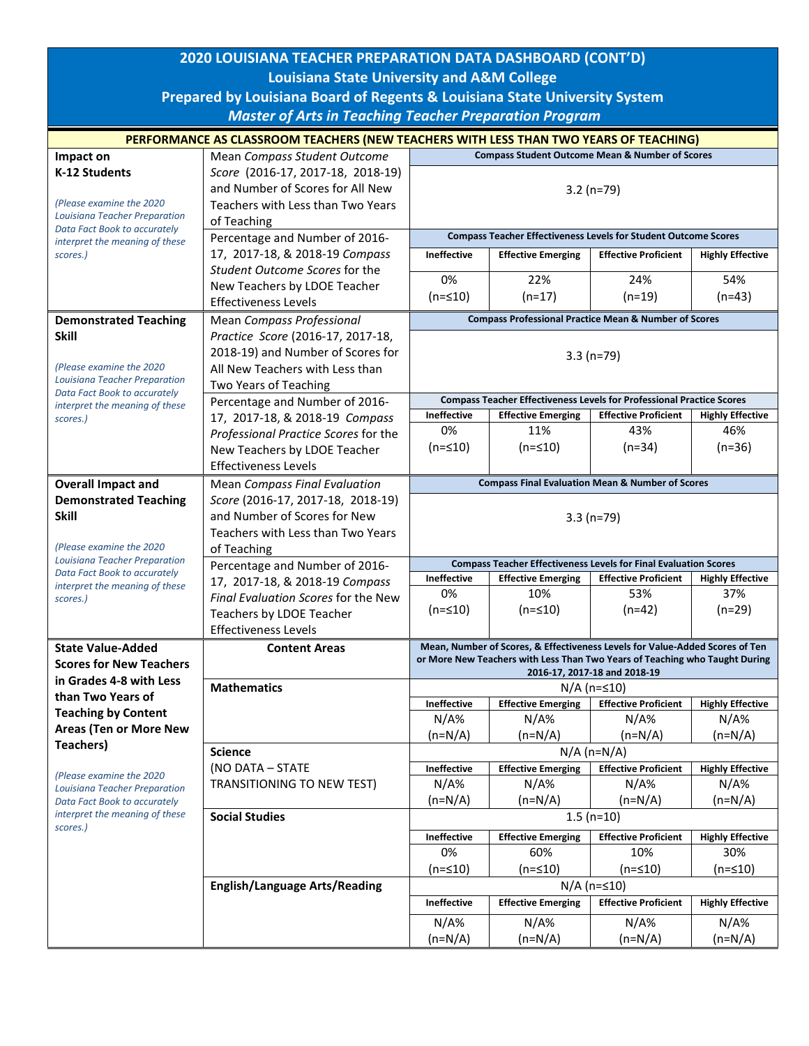# 2020 LOUISIANA TEACHER PREPARATION DATA DASHBOARD (CONT'D)
## Louisiana State University and A&M College
## Prepared by Louisiana Board of Regents & Louisiana State University System
## *Master of Arts in Teaching Teacher Preparation Program*

**PERFORMANCE AS CLASSROOM TEACHERS (NEW TEACHERS WITH LESS THAN TWO YEARS OF TEACHING)**

| | | | | | |
|---|---|---|---|---|---|
| **Impact on K-12 Students** *(Please examine the 2020 Louisiana Teacher Preparation Data Fact Book to accurately interpret the meaning of these scores.)* | Mean *Compass Student Outcome Score* (2016-17, 2017-18, 2018-19) and Number of Scores for All New Teachers with Less than Two Years of Teaching | **Compass Student Outcome Mean & Number of Scores** | | | |
| | | 3.2 (n=79) | | | |
| | Percentage and Number of 2016-17, 2017-18, & 2018-19 *Compass Student Outcome Scores* for the New Teachers by LDOE Teacher Effectiveness Levels | **Compass Teacher Effectiveness Levels for Student Outcome Scores** | | | |
| | | **Ineffective** | **Effective Emerging** | **Effective Proficient** | **Highly Effective** |
| | | 0% (n=≤10) | 22% (n=17) | 24% (n=19) | 54% (n=43) |
| **Demonstrated Teaching Skill** *(Please examine the 2020 Louisiana Teacher Preparation Data Fact Book to accurately interpret the meaning of these scores.)* | Mean *Compass Professional Practice Score* (2016-17, 2017-18, 2018-19) and Number of Scores for All New Teachers with Less than Two Years of Teaching | **Compass Professional Practice Mean & Number of Scores** | | | |
| | | 3.3 (n=79) | | | |
| | Percentage and Number of 2016-17, 2017-18, & 2018-19 *Compass Professional Practice Scores* for the New Teachers by LDOE Teacher Effectiveness Levels | **Compass Teacher Effectiveness Levels for Professional Practice Scores** | | | |
| | | **Ineffective** | **Effective Emerging** | **Effective Proficient** | **Highly Effective** |
| | | 0% (n=≤10) | 11% (n=≤10) | 43% (n=34) | 46% (n=36) |
| **Overall Impact and Demonstrated Teaching Skill** *(Please examine the 2020 Louisiana Teacher Preparation Data Fact Book to accurately interpret the meaning of these scores.)* | Mean *Compass Final Evaluation Score* (2016-17, 2017-18, 2018-19) and Number of Scores for New Teachers with Less than Two Years of Teaching | **Compass Final Evaluation Mean & Number of Scores** | | | |
| | | 3.3 (n=79) | | | |
| | Percentage and Number of 2016-17, 2017-18, & 2018-19 *Compass Final Evaluation Scores* for the New Teachers by LDOE Teacher Effectiveness Levels | **Compass Teacher Effectiveness Levels for Final Evaluation Scores** | | | |
| | | **Ineffective** | **Effective Emerging** | **Effective Proficient** | **Highly Effective** |
| | | 0% (n=≤10) | 10% (n=≤10) | 53% (n=42) | 37% (n=29) |
| **State Value-Added Scores for New Teachers in Grades 4-8 with Less than Two Years of Teaching by Content Areas (Ten or More New Teachers)** *(Please examine the 2020 Louisiana Teacher Preparation Data Fact Book to accurately interpret the meaning of these scores.)* | **Content Areas** | **Mean, Number of Scores, & Effectiveness Levels for Value-Added Scores of Ten or More New Teachers with Less Than Two Years of Teaching who Taught During 2016-17, 2017-18 and 2018-19** | | | |
| | **Mathematics** | N/A (n=≤10) | | | |
| | | **Ineffective** | **Effective Emerging** | **Effective Proficient** | **Highly Effective** |
| | | N/A% (n=N/A) | N/A% (n=N/A) | N/A% (n=N/A) | N/A% (n=N/A) |
| | **Science** (NO DATA – STATE TRANSITIONING TO NEW TEST) | N/A (n=N/A) | | | |
| | | **Ineffective** | **Effective Emerging** | **Effective Proficient** | **Highly Effective** |
| | | N/A% (n=N/A) | N/A% (n=N/A) | N/A% (n=N/A) | N/A% (n=N/A) |
| | **Social Studies** | 1.5 (n=10) | | | |
| | | **Ineffective** | **Effective Emerging** | **Effective Proficient** | **Highly Effective** |
| | | 0% (n=≤10) | 60% (n=≤10) | 10% (n=≤10) | 30% (n=≤10) |
| | **English/Language Arts/Reading** | N/A (n=≤10) | | | |
| | | **Ineffective** | **Effective Emerging** | **Effective Proficient** | **Highly Effective** |
| | | N/A% (n=N/A) | N/A% (n=N/A) | N/A% (n=N/A) | N/A% (n=N/A) |